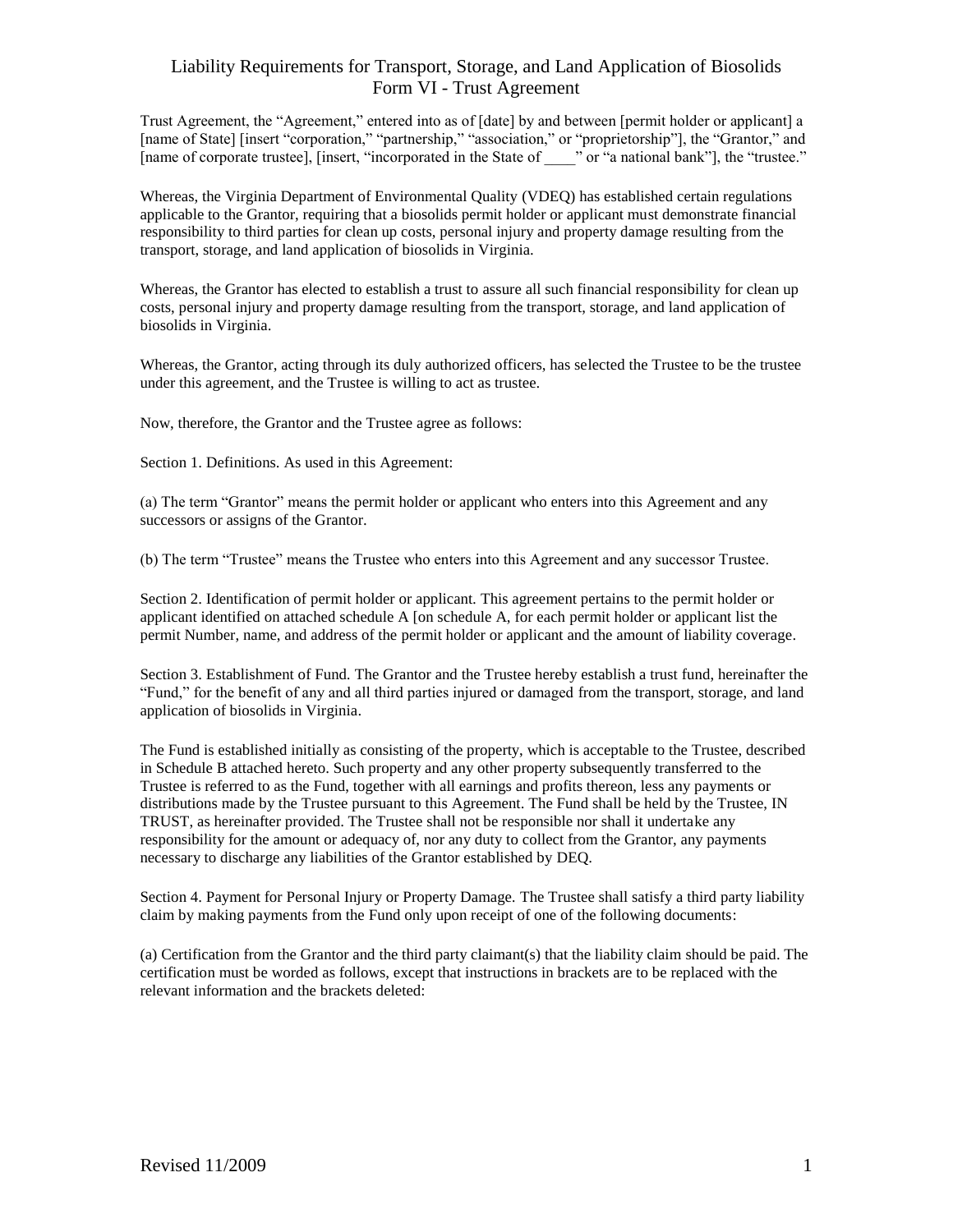# Liability Requirements for Transport, Storage, and Land Application of Biosolids
## Form VI - Trust Agreement

Trust Agreement, the "Agreement," entered into as of [date] by and between [permit holder or applicant] a [name of State] [insert "corporation," "partnership," "association," or "proprietorship"], the "Grantor," and [name of corporate trustee], [insert, "incorporated in the State of ____" or "a national bank"], the "trustee."

Whereas, the Virginia Department of Environmental Quality (VDEQ) has established certain regulations applicable to the Grantor, requiring that a biosolids permit holder or applicant must demonstrate financial responsibility to third parties for clean up costs, personal injury and property damage resulting from the transport, storage, and land application of biosolids in Virginia.

Whereas, the Grantor has elected to establish a trust to assure all such financial responsibility for clean up costs, personal injury and property damage resulting from the transport, storage, and land application of biosolids in Virginia.

Whereas, the Grantor, acting through its duly authorized officers, has selected the Trustee to be the trustee under this agreement, and the Trustee is willing to act as trustee.

Now, therefore, the Grantor and the Trustee agree as follows:

Section 1. Definitions. As used in this Agreement:

(a) The term "Grantor" means the permit holder or applicant who enters into this Agreement and any successors or assigns of the Grantor.

(b) The term "Trustee" means the Trustee who enters into this Agreement and any successor Trustee.

Section 2. Identification of permit holder or applicant. This agreement pertains to the permit holder or applicant identified on attached schedule A [on schedule A, for each permit holder or applicant list the permit Number, name, and address of the permit holder or applicant and the amount of liability coverage.

Section 3. Establishment of Fund. The Grantor and the Trustee hereby establish a trust fund, hereinafter the "Fund," for the benefit of any and all third parties injured or damaged from the transport, storage, and land application of biosolids in Virginia.

The Fund is established initially as consisting of the property, which is acceptable to the Trustee, described in Schedule B attached hereto. Such property and any other property subsequently transferred to the Trustee is referred to as the Fund, together with all earnings and profits thereon, less any payments or distributions made by the Trustee pursuant to this Agreement. The Fund shall be held by the Trustee, IN TRUST, as hereinafter provided. The Trustee shall not be responsible nor shall it undertake any responsibility for the amount or adequacy of, nor any duty to collect from the Grantor, any payments necessary to discharge any liabilities of the Grantor established by DEQ.

Section 4. Payment for Personal Injury or Property Damage. The Trustee shall satisfy a third party liability claim by making payments from the Fund only upon receipt of one of the following documents:

(a) Certification from the Grantor and the third party claimant(s) that the liability claim should be paid. The certification must be worded as follows, except that instructions in brackets are to be replaced with the relevant information and the brackets deleted: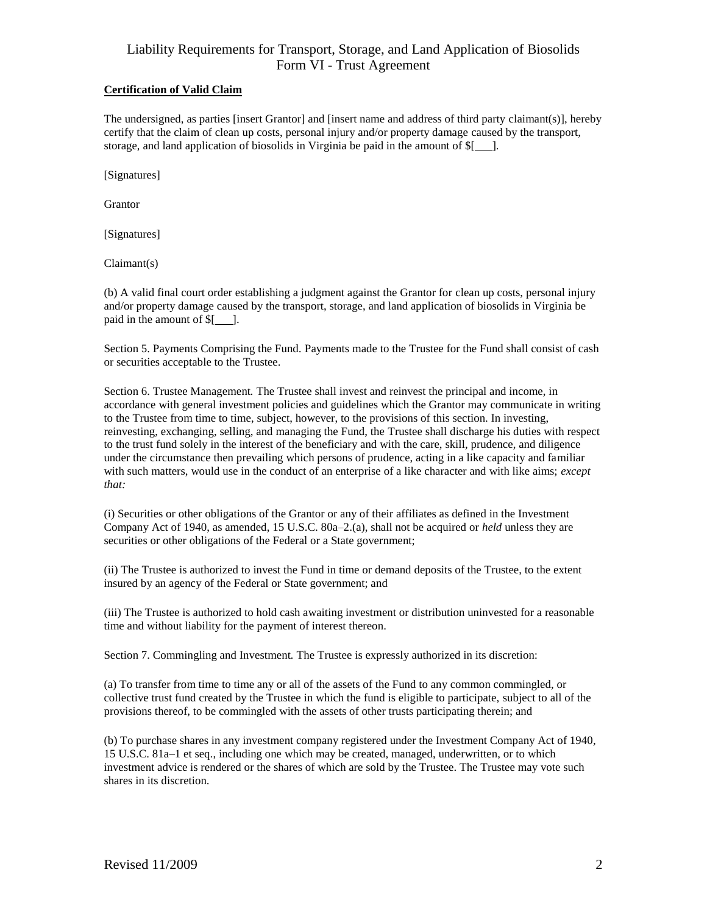**Certification of Valid Claim**

The undersigned, as parties [insert Grantor] and [insert name and address of third party claimant(s)], hereby certify that the claim of clean up costs, personal injury and/or property damage caused by the transport, storage, and land application of biosolids in Virginia be paid in the amount of $[___].

[Signatures]

Grantor

[Signatures]

Claimant(s)

(b) A valid final court order establishing a judgment against the Grantor for clean up costs, personal injury and/or property damage caused by the transport, storage, and land application of biosolids in Virginia be paid in the amount of $[___].

Section 5. Payments Comprising the Fund. Payments made to the Trustee for the Fund shall consist of cash or securities acceptable to the Trustee.

Section 6. Trustee Management. The Trustee shall invest and reinvest the principal and income, in accordance with general investment policies and guidelines which the Grantor may communicate in writing to the Trustee from time to time, subject, however, to the provisions of this section. In investing, reinvesting, exchanging, selling, and managing the Fund, the Trustee shall discharge his duties with respect to the trust fund solely in the interest of the beneficiary and with the care, skill, prudence, and diligence under the circumstance then prevailing which persons of prudence, acting in a like capacity and familiar with such matters, would use in the conduct of an enterprise of a like character and with like aims; *except that:*

(i) Securities or other obligations of the Grantor or any of their affiliates as defined in the Investment Company Act of 1940, as amended, 15 U.S.C. 80a–2.(a), shall not be acquired or *held* unless they are securities or other obligations of the Federal or a State government;

(ii) The Trustee is authorized to invest the Fund in time or demand deposits of the Trustee, to the extent insured by an agency of the Federal or State government; and

(iii) The Trustee is authorized to hold cash awaiting investment or distribution uninvested for a reasonable time and without liability for the payment of interest thereon.

Section 7. Commingling and Investment. The Trustee is expressly authorized in its discretion:

(a) To transfer from time to time any or all of the assets of the Fund to any common commingled, or collective trust fund created by the Trustee in which the fund is eligible to participate, subject to all of the provisions thereof, to be commingled with the assets of other trusts participating therein; and

(b) To purchase shares in any investment company registered under the Investment Company Act of 1940, 15 U.S.C. 81a–1 et seq., including one which may be created, managed, underwritten, or to which investment advice is rendered or the shares of which are sold by the Trustee. The Trustee may vote such shares in its discretion.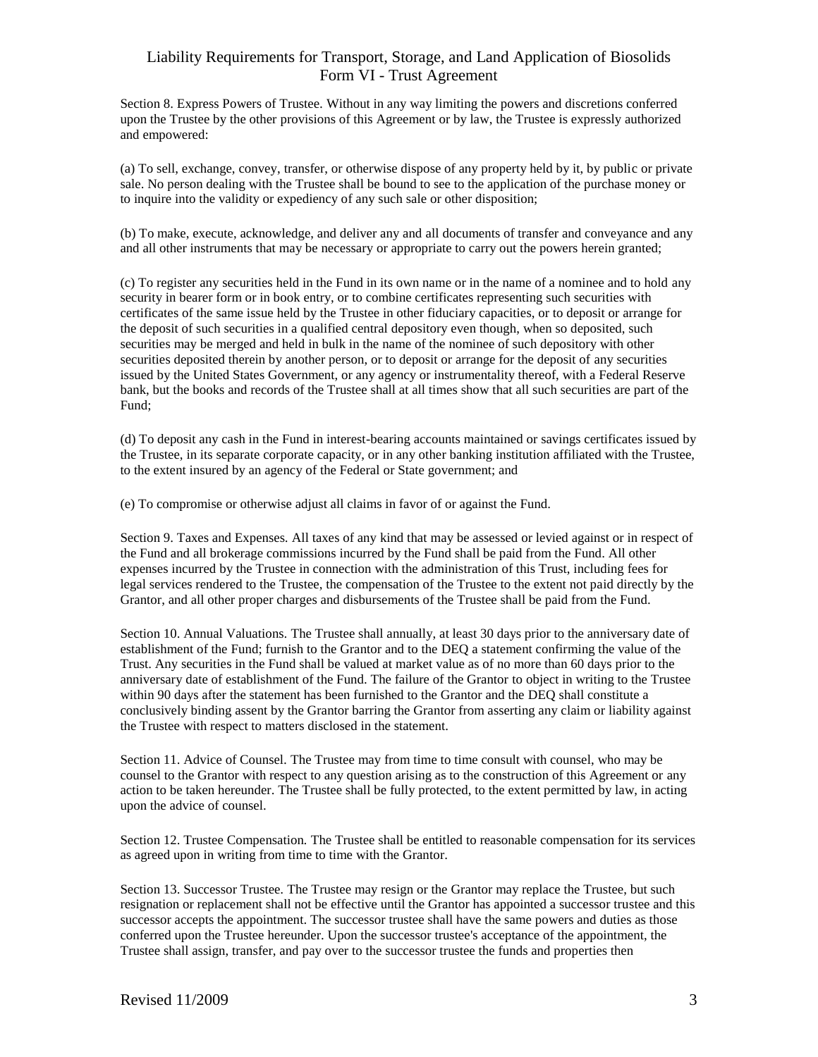Section 8. Express Powers of Trustee. Without in any way limiting the powers and discretions conferred upon the Trustee by the other provisions of this Agreement or by law, the Trustee is expressly authorized and empowered:

(a) To sell, exchange, convey, transfer, or otherwise dispose of any property held by it, by public or private sale. No person dealing with the Trustee shall be bound to see to the application of the purchase money or to inquire into the validity or expediency of any such sale or other disposition;

(b) To make, execute, acknowledge, and deliver any and all documents of transfer and conveyance and any and all other instruments that may be necessary or appropriate to carry out the powers herein granted;

(c) To register any securities held in the Fund in its own name or in the name of a nominee and to hold any security in bearer form or in book entry, or to combine certificates representing such securities with certificates of the same issue held by the Trustee in other fiduciary capacities, or to deposit or arrange for the deposit of such securities in a qualified central depository even though, when so deposited, such securities may be merged and held in bulk in the name of the nominee of such depository with other securities deposited therein by another person, or to deposit or arrange for the deposit of any securities issued by the United States Government, or any agency or instrumentality thereof, with a Federal Reserve bank, but the books and records of the Trustee shall at all times show that all such securities are part of the Fund;

(d) To deposit any cash in the Fund in interest-bearing accounts maintained or savings certificates issued by the Trustee, in its separate corporate capacity, or in any other banking institution affiliated with the Trustee, to the extent insured by an agency of the Federal or State government; and

(e) To compromise or otherwise adjust all claims in favor of or against the Fund.

Section 9. Taxes and Expenses. All taxes of any kind that may be assessed or levied against or in respect of the Fund and all brokerage commissions incurred by the Fund shall be paid from the Fund. All other expenses incurred by the Trustee in connection with the administration of this Trust, including fees for legal services rendered to the Trustee, the compensation of the Trustee to the extent not paid directly by the Grantor, and all other proper charges and disbursements of the Trustee shall be paid from the Fund.

Section 10. Annual Valuations. The Trustee shall annually, at least 30 days prior to the anniversary date of establishment of the Fund; furnish to the Grantor and to the DEQ a statement confirming the value of the Trust. Any securities in the Fund shall be valued at market value as of no more than 60 days prior to the anniversary date of establishment of the Fund. The failure of the Grantor to object in writing to the Trustee within 90 days after the statement has been furnished to the Grantor and the DEQ shall constitute a conclusively binding assent by the Grantor barring the Grantor from asserting any claim or liability against the Trustee with respect to matters disclosed in the statement.

Section 11. Advice of Counsel. The Trustee may from time to time consult with counsel, who may be counsel to the Grantor with respect to any question arising as to the construction of this Agreement or any action to be taken hereunder. The Trustee shall be fully protected, to the extent permitted by law, in acting upon the advice of counsel.

Section 12. Trustee Compensation. The Trustee shall be entitled to reasonable compensation for its services as agreed upon in writing from time to time with the Grantor.

Section 13. Successor Trustee. The Trustee may resign or the Grantor may replace the Trustee, but such resignation or replacement shall not be effective until the Grantor has appointed a successor trustee and this successor accepts the appointment. The successor trustee shall have the same powers and duties as those conferred upon the Trustee hereunder. Upon the successor trustee's acceptance of the appointment, the Trustee shall assign, transfer, and pay over to the successor trustee the funds and properties then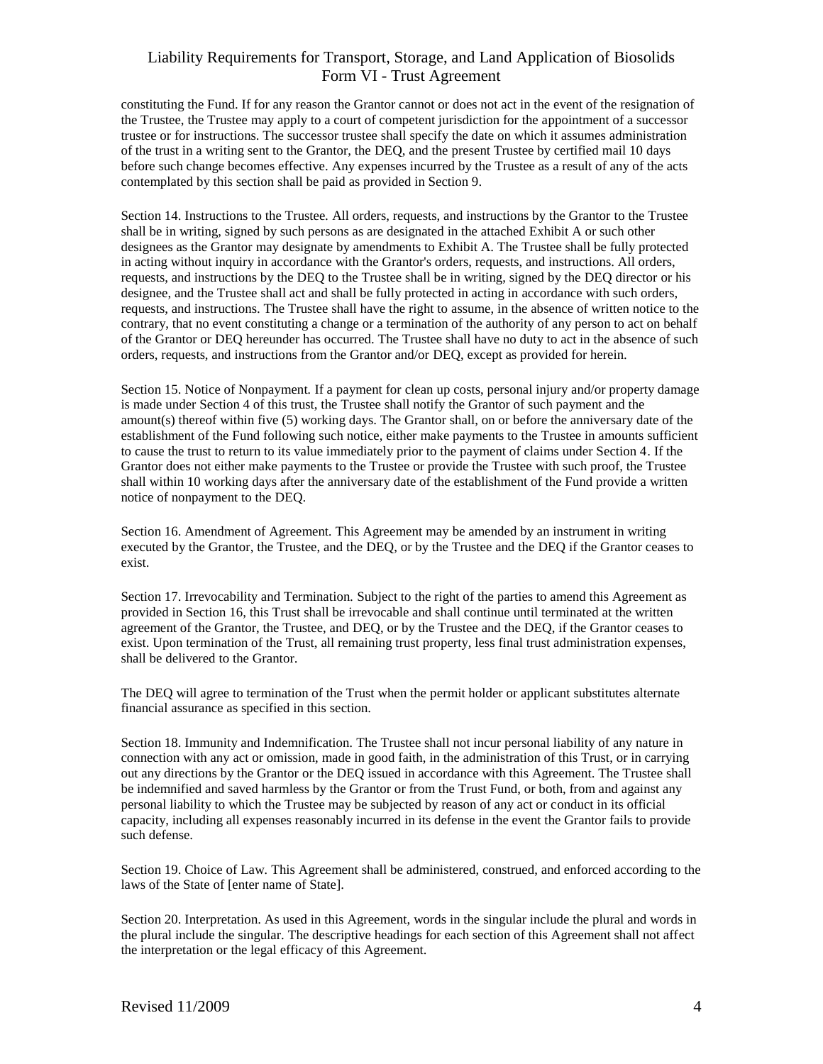constituting the Fund. If for any reason the Grantor cannot or does not act in the event of the resignation of the Trustee, the Trustee may apply to a court of competent jurisdiction for the appointment of a successor trustee or for instructions. The successor trustee shall specify the date on which it assumes administration of the trust in a writing sent to the Grantor, the DEQ, and the present Trustee by certified mail 10 days before such change becomes effective. Any expenses incurred by the Trustee as a result of any of the acts contemplated by this section shall be paid as provided in Section 9.

Section 14. Instructions to the Trustee. All orders, requests, and instructions by the Grantor to the Trustee shall be in writing, signed by such persons as are designated in the attached Exhibit A or such other designees as the Grantor may designate by amendments to Exhibit A. The Trustee shall be fully protected in acting without inquiry in accordance with the Grantor's orders, requests, and instructions. All orders, requests, and instructions by the DEQ to the Trustee shall be in writing, signed by the DEQ director or his designee, and the Trustee shall act and shall be fully protected in acting in accordance with such orders, requests, and instructions. The Trustee shall have the right to assume, in the absence of written notice to the contrary, that no event constituting a change or a termination of the authority of any person to act on behalf of the Grantor or DEQ hereunder has occurred. The Trustee shall have no duty to act in the absence of such orders, requests, and instructions from the Grantor and/or DEQ, except as provided for herein.

Section 15. Notice of Nonpayment. If a payment for clean up costs, personal injury and/or property damage is made under Section 4 of this trust, the Trustee shall notify the Grantor of such payment and the amount(s) thereof within five (5) working days. The Grantor shall, on or before the anniversary date of the establishment of the Fund following such notice, either make payments to the Trustee in amounts sufficient to cause the trust to return to its value immediately prior to the payment of claims under Section 4. If the Grantor does not either make payments to the Trustee or provide the Trustee with such proof, the Trustee shall within 10 working days after the anniversary date of the establishment of the Fund provide a written notice of nonpayment to the DEQ.

Section 16. Amendment of Agreement. This Agreement may be amended by an instrument in writing executed by the Grantor, the Trustee, and the DEQ, or by the Trustee and the DEQ if the Grantor ceases to exist.

Section 17. Irrevocability and Termination. Subject to the right of the parties to amend this Agreement as provided in Section 16, this Trust shall be irrevocable and shall continue until terminated at the written agreement of the Grantor, the Trustee, and DEQ, or by the Trustee and the DEQ, if the Grantor ceases to exist. Upon termination of the Trust, all remaining trust property, less final trust administration expenses, shall be delivered to the Grantor.

The DEQ will agree to termination of the Trust when the permit holder or applicant substitutes alternate financial assurance as specified in this section.

Section 18. Immunity and Indemnification. The Trustee shall not incur personal liability of any nature in connection with any act or omission, made in good faith, in the administration of this Trust, or in carrying out any directions by the Grantor or the DEQ issued in accordance with this Agreement. The Trustee shall be indemnified and saved harmless by the Grantor or from the Trust Fund, or both, from and against any personal liability to which the Trustee may be subjected by reason of any act or conduct in its official capacity, including all expenses reasonably incurred in its defense in the event the Grantor fails to provide such defense.

Section 19. Choice of Law. This Agreement shall be administered, construed, and enforced according to the laws of the State of [enter name of State].

Section 20. Interpretation. As used in this Agreement, words in the singular include the plural and words in the plural include the singular. The descriptive headings for each section of this Agreement shall not affect the interpretation or the legal efficacy of this Agreement.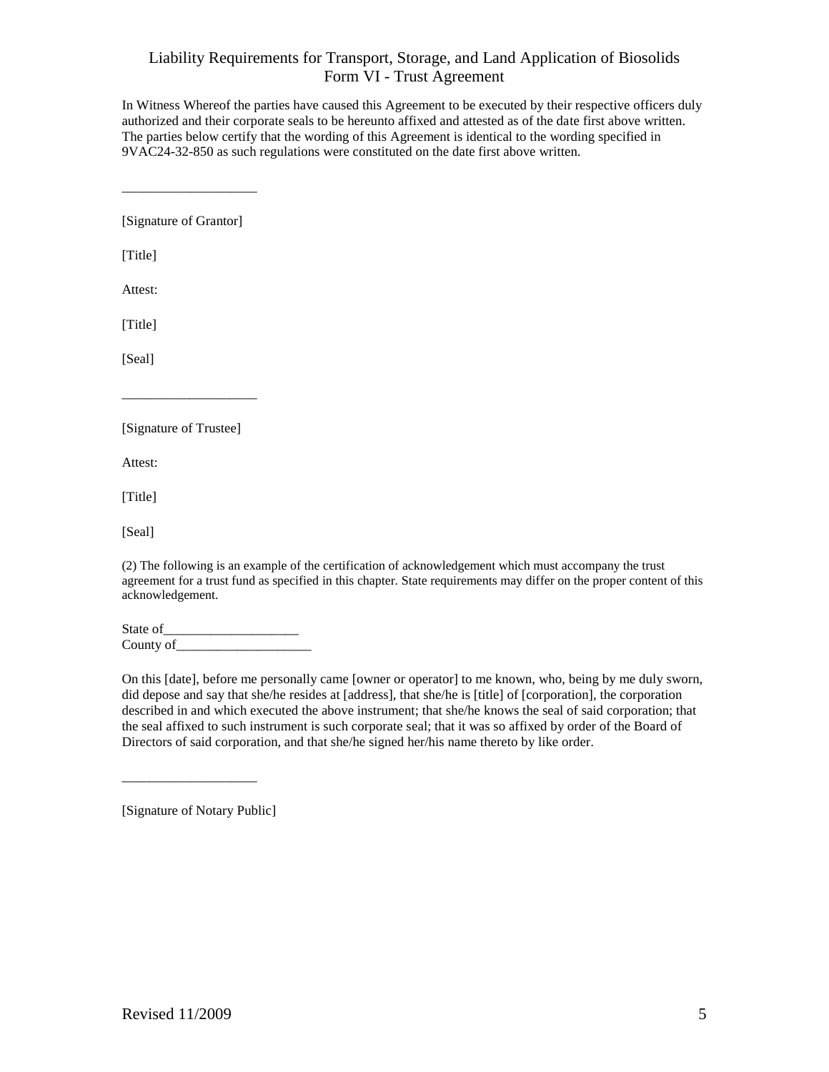In Witness Whereof the parties have caused this Agreement to be executed by their respective officers duly authorized and their corporate seals to be hereunto affixed and attested as of the date first above written. The parties below certify that the wording of this Agreement is identical to the wording specified in 9VAC24-32-850 as such regulations were constituted on the date first above written.

___________________

[Signature of Grantor]

[Title]

Attest:

[Title]

[Seal]

___________________

[Signature of Trustee]

Attest:

[Title]

[Seal]

(2) The following is an example of the certification of acknowledgement which must accompany the trust agreement for a trust fund as specified in this chapter. State requirements may differ on the proper content of this acknowledgement.

State of___________________
County of___________________

On this [date], before me personally came [owner or operator] to me known, who, being by me duly sworn, did depose and say that she/he resides at [address], that she/he is [title] of [corporation], the corporation described in and which executed the above instrument; that she/he knows the seal of said corporation; that the seal affixed to such instrument is such corporate seal; that it was so affixed by order of the Board of Directors of said corporation, and that she/he signed her/his name thereto by like order.

___________________

[Signature of Notary Public]